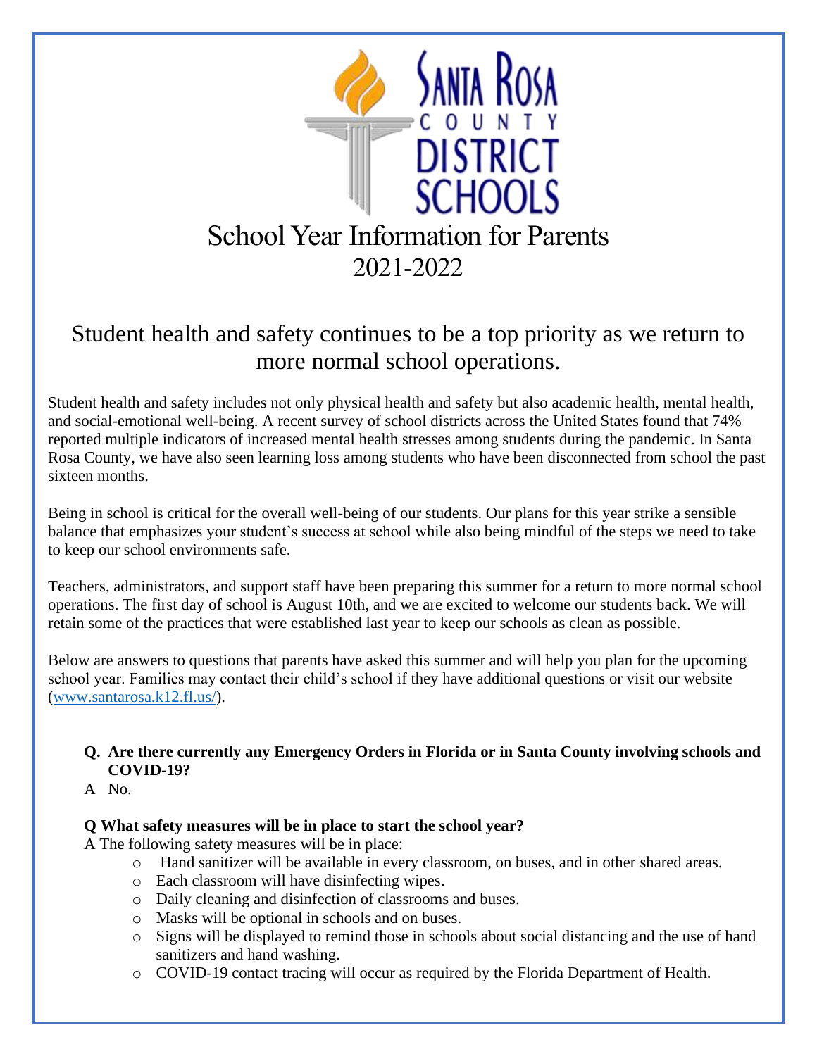# Santa Rosa County District Schools

# School Year Information for Parents 2021-2022

## Student health and safety continues to be a top priority as we return to more normal school operations.

Student health and safety includes not only physical health and safety but also academic health, mental health, and social-emotional well-being. A recent survey of school districts across the United States found that 74% reported multiple indicators of increased mental health stresses among students during the pandemic. In Santa Rosa County, we have also seen learning loss among students who have been disconnected from school the past sixteen months.

Being in school is critical for the overall well-being of our students. Our plans for this year strike a sensible balance that emphasizes your student's success at school while also being mindful of the steps we need to take to keep our school environments safe.

Teachers, administrators, and support staff have been preparing this summer for a return to more normal school operations. The first day of school is August 10th, and we are excited to welcome our students back. We will retain some of the practices that were established last year to keep our schools as clean as possible.

Below are answers to questions that parents have asked this summer and will help you plan for the upcoming school year. Families may contact their child's school if they have additional questions or visit our website ([www.santarosa.k12.fl.us/](www.santarosa.k12.fl.us/)).

**Q. Are there currently any Emergency Orders in Florida or in Santa County involving schools and COVID-19?**

A No.

**Q What safety measures will be in place to start the school year?**

A The following safety measures will be in place:

- Hand sanitizer will be available in every classroom, on buses, and in other shared areas.
- Each classroom will have disinfecting wipes.
- Daily cleaning and disinfection of classrooms and buses.
- Masks will be optional in schools and on buses.
- Signs will be displayed to remind those in schools about social distancing and the use of hand sanitizers and hand washing.
- COVID-19 contact tracing will occur as required by the Florida Department of Health.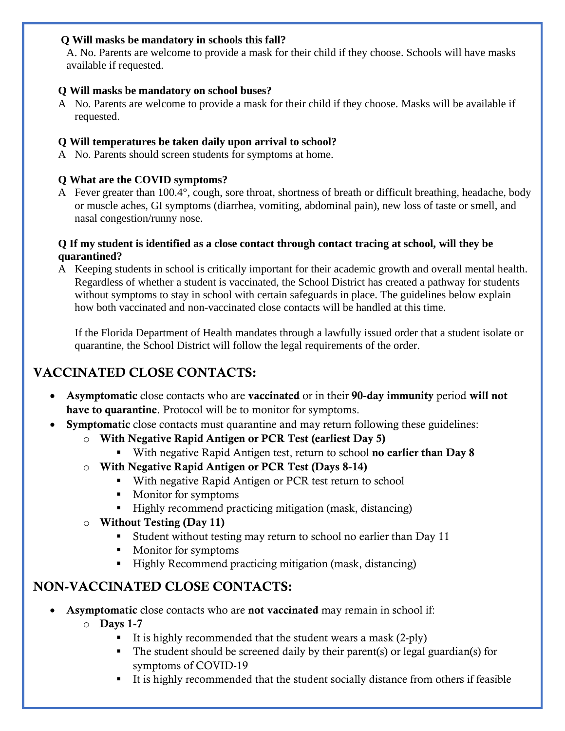**Q Will masks be mandatory in schools this fall?**

A. No. Parents are welcome to provide a mask for their child if they choose. Schools will have masks available if requested.

**Q Will masks be mandatory on school buses?**

A No. Parents are welcome to provide a mask for their child if they choose. Masks will be available if requested.

**Q Will temperatures be taken daily upon arrival to school?**

A No. Parents should screen students for symptoms at home.

**Q What are the COVID symptoms?**

A Fever greater than 100.4°, cough, sore throat, shortness of breath or difficult breathing, headache, body or muscle aches, GI symptoms (diarrhea, vomiting, abdominal pain), new loss of taste or smell, and nasal congestion/runny nose.

**Q If my student is identified as a close contact through contact tracing at school, will they be quarantined?**

A Keeping students in school is critically important for their academic growth and overall mental health. Regardless of whether a student is vaccinated, the School District has created a pathway for students without symptoms to stay in school with certain safeguards in place. The guidelines below explain how both vaccinated and non-vaccinated close contacts will be handled at this time.

If the Florida Department of Health mandates through a lawfully issued order that a student isolate or quarantine, the School District will follow the legal requirements of the order.

## VACCINATED CLOSE CONTACTS:

- **Asymptomatic** close contacts who are **vaccinated** or in their **90-day immunity** period **will not have to quarantine**. Protocol will be to monitor for symptoms.
- **Symptomatic** close contacts must quarantine and may return following these guidelines:
  - **With Negative Rapid Antigen or PCR Test (earliest Day 5)**
    - With negative Rapid Antigen test, return to school **no earlier than Day 8**
  - **With Negative Rapid Antigen or PCR Test (Days 8-14)**
    - With negative Rapid Antigen or PCR test return to school
    - Monitor for symptoms
    - Highly recommend practicing mitigation (mask, distancing)
  - **Without Testing (Day 11)**
    - Student without testing may return to school no earlier than Day 11
    - Monitor for symptoms
    - Highly Recommend practicing mitigation (mask, distancing)

## NON-VACCINATED CLOSE CONTACTS:

- **Asymptomatic** close contacts who are **not vaccinated** may remain in school if:
  - **Days 1-7**
    - It is highly recommended that the student wears a mask (2-ply)
    - The student should be screened daily by their parent(s) or legal guardian(s) for symptoms of COVID-19
    - It is highly recommended that the student socially distance from others if feasible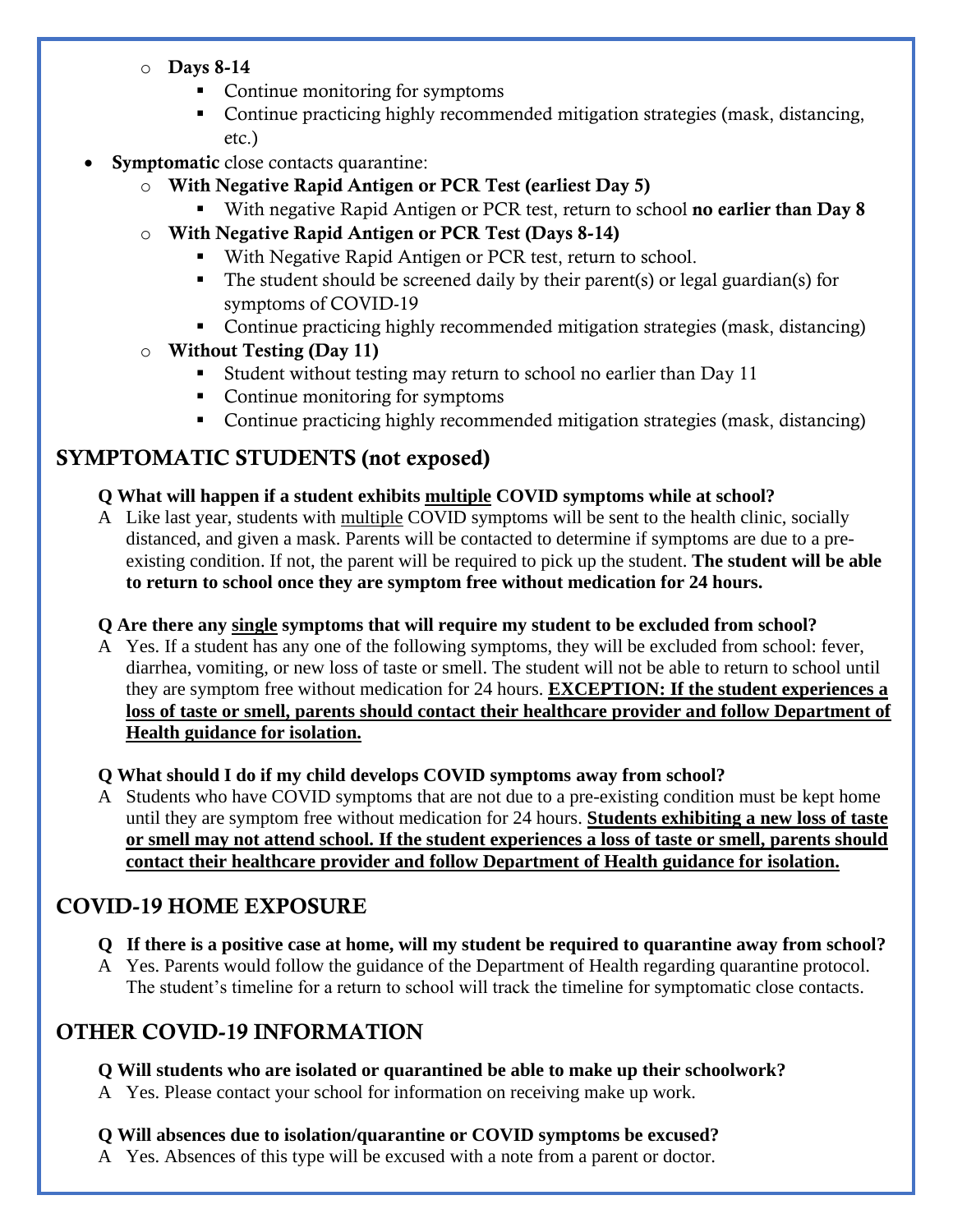- **Days 8-14**
  - Continue monitoring for symptoms
  - Continue practicing highly recommended mitigation strategies (mask, distancing, etc.)

- **Symptomatic** close contacts quarantine:
  - **With Negative Rapid Antigen or PCR Test (earliest Day 5)**
    - With negative Rapid Antigen or PCR test, return to school **no earlier than Day 8**
  - **With Negative Rapid Antigen or PCR Test (Days 8-14)**
    - With Negative Rapid Antigen or PCR test, return to school.
    - The student should be screened daily by their parent(s) or legal guardian(s) for symptoms of COVID-19
    - Continue practicing highly recommended mitigation strategies (mask, distancing)
  - **Without Testing (Day 11)**
    - Student without testing may return to school no earlier than Day 11
    - Continue monitoring for symptoms
    - Continue practicing highly recommended mitigation strategies (mask, distancing)

## SYMPTOMATIC STUDENTS (not exposed)

**Q What will happen if a student exhibits <u>multiple</u> COVID symptoms while at school?**

A Like last year, students with <u>multiple</u> COVID symptoms will be sent to the health clinic, socially distanced, and given a mask. Parents will be contacted to determine if symptoms are due to a pre-existing condition. If not, the parent will be required to pick up the student. **The student will be able to return to school once they are symptom free without medication for 24 hours.**

**Q Are there any <u>single</u> symptoms that will require my student to be excluded from school?**

A Yes. If a student has any one of the following symptoms, they will be excluded from school: fever, diarrhea, vomiting, or new loss of taste or smell. The student will not be able to return to school until they are symptom free without medication for 24 hours. **<u>EXCEPTION: If the student experiences a loss of taste or smell, parents should contact their healthcare provider and follow Department of Health guidance for isolation.</u>**

**Q What should I do if my child develops COVID symptoms away from school?**

A Students who have COVID symptoms that are not due to a pre-existing condition must be kept home until they are symptom free without medication for 24 hours. **<u>Students exhibiting a new loss of taste or smell may not attend school. If the student experiences a loss of taste or smell, parents should contact their healthcare provider and follow Department of Health guidance for isolation.</u>**

## COVID-19 HOME EXPOSURE

**Q If there is a positive case at home, will my student be required to quarantine away from school?**

A Yes. Parents would follow the guidance of the Department of Health regarding quarantine protocol. The student's timeline for a return to school will track the timeline for symptomatic close contacts.

## OTHER COVID-19 INFORMATION

**Q Will students who are isolated or quarantined be able to make up their schoolwork?**

A Yes. Please contact your school for information on receiving make up work.

**Q Will absences due to isolation/quarantine or COVID symptoms be excused?**

A Yes. Absences of this type will be excused with a note from a parent or doctor.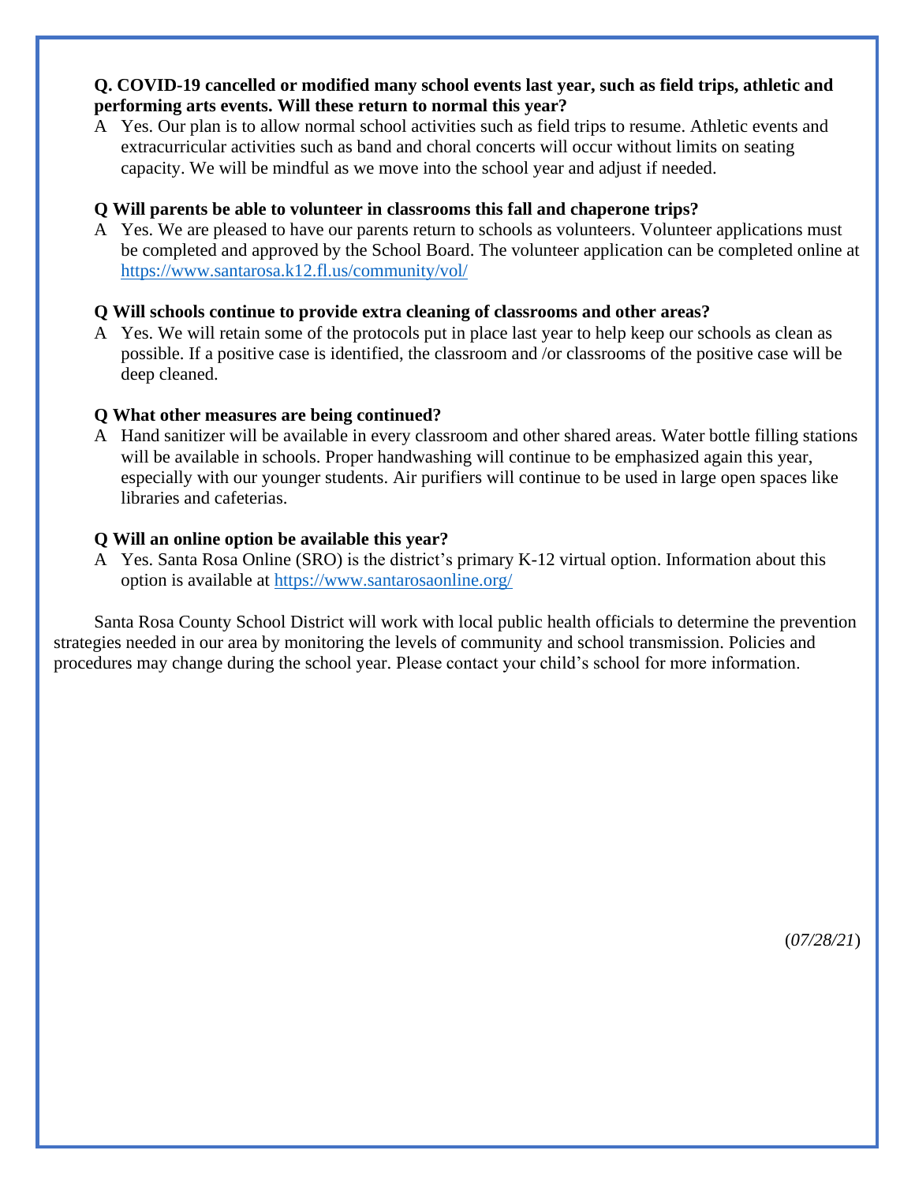**Q. COVID-19 cancelled or modified many school events last year, such as field trips, athletic and performing arts events. Will these return to normal this year?**

A Yes. Our plan is to allow normal school activities such as field trips to resume. Athletic events and extracurricular activities such as band and choral concerts will occur without limits on seating capacity. We will be mindful as we move into the school year and adjust if needed.

**Q Will parents be able to volunteer in classrooms this fall and chaperone trips?**

A Yes. We are pleased to have our parents return to schools as volunteers. Volunteer applications must be completed and approved by the School Board. The volunteer application can be completed online at https://www.santarosa.k12.fl.us/community/vol/

**Q Will schools continue to provide extra cleaning of classrooms and other areas?**

A Yes. We will retain some of the protocols put in place last year to help keep our schools as clean as possible. If a positive case is identified, the classroom and /or classrooms of the positive case will be deep cleaned.

**Q What other measures are being continued?**

A Hand sanitizer will be available in every classroom and other shared areas. Water bottle filling stations will be available in schools. Proper handwashing will continue to be emphasized again this year, especially with our younger students. Air purifiers will continue to be used in large open spaces like libraries and cafeterias.

**Q Will an online option be available this year?**

A Yes. Santa Rosa Online (SRO) is the district's primary K-12 virtual option. Information about this option is available at https://www.santarosaonline.org/

Santa Rosa County School District will work with local public health officials to determine the prevention strategies needed in our area by monitoring the levels of community and school transmission. Policies and procedures may change during the school year. Please contact your child's school for more information.

(*07/28/21*)